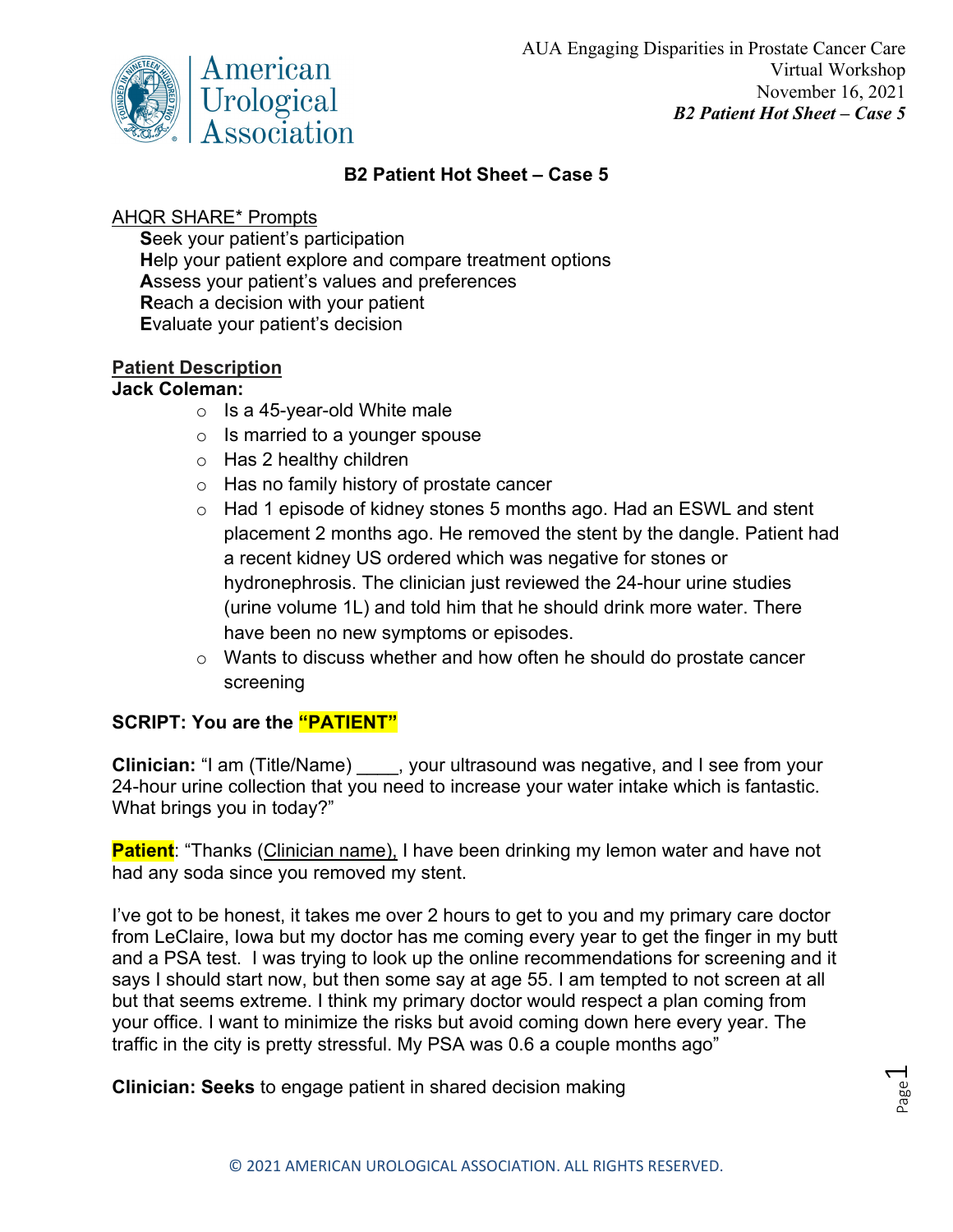AUA Engaging Disparities in Prostate Cancer Care
Virtual Workshop
November 16, 2021
*B2 Patient Hot Sheet – Case 5*

## B2 Patient Hot Sheet – Case 5

AHQR SHARE* Prompts

**S**eek your patient's participation
**H**elp your patient explore and compare treatment options
**A**ssess your patient's values and preferences
**R**each a decision with your patient
**E**valuate your patient's decision

**Patient Description**

**Jack Coleman:**

- Is a 45-year-old White male
- Is married to a younger spouse
- Has 2 healthy children
- Has no family history of prostate cancer
- Had 1 episode of kidney stones 5 months ago. Had an ESWL and stent placement 2 months ago. He removed the stent by the dangle. Patient had a recent kidney US ordered which was negative for stones or hydronephrosis. The clinician just reviewed the 24-hour urine studies (urine volume 1L) and told him that he should drink more water. There have been no new symptoms or episodes.
- Wants to discuss whether and how often he should do prostate cancer screening

**SCRIPT: You are the "PATIENT"**

**Clinician:** "I am (Title/Name) ____, your ultrasound was negative, and I see from your 24-hour urine collection that you need to increase your water intake which is fantastic. What brings you in today?"

**Patient**: "Thanks (Clinician name), I have been drinking my lemon water and have not had any soda since you removed my stent.

I've got to be honest, it takes me over 2 hours to get to you and my primary care doctor from LeClaire, Iowa but my doctor has me coming every year to get the finger in my butt and a PSA test. I was trying to look up the online recommendations for screening and it says I should start now, but then some say at age 55. I am tempted to not screen at all but that seems extreme. I think my primary doctor would respect a plan coming from your office. I want to minimize the risks but avoid coming down here every year. The traffic in the city is pretty stressful. My PSA was 0.6 a couple months ago"

**Clinician: Seeks** to engage patient in shared decision making

© 2021 AMERICAN UROLOGICAL ASSOCIATION. ALL RIGHTS RESERVED.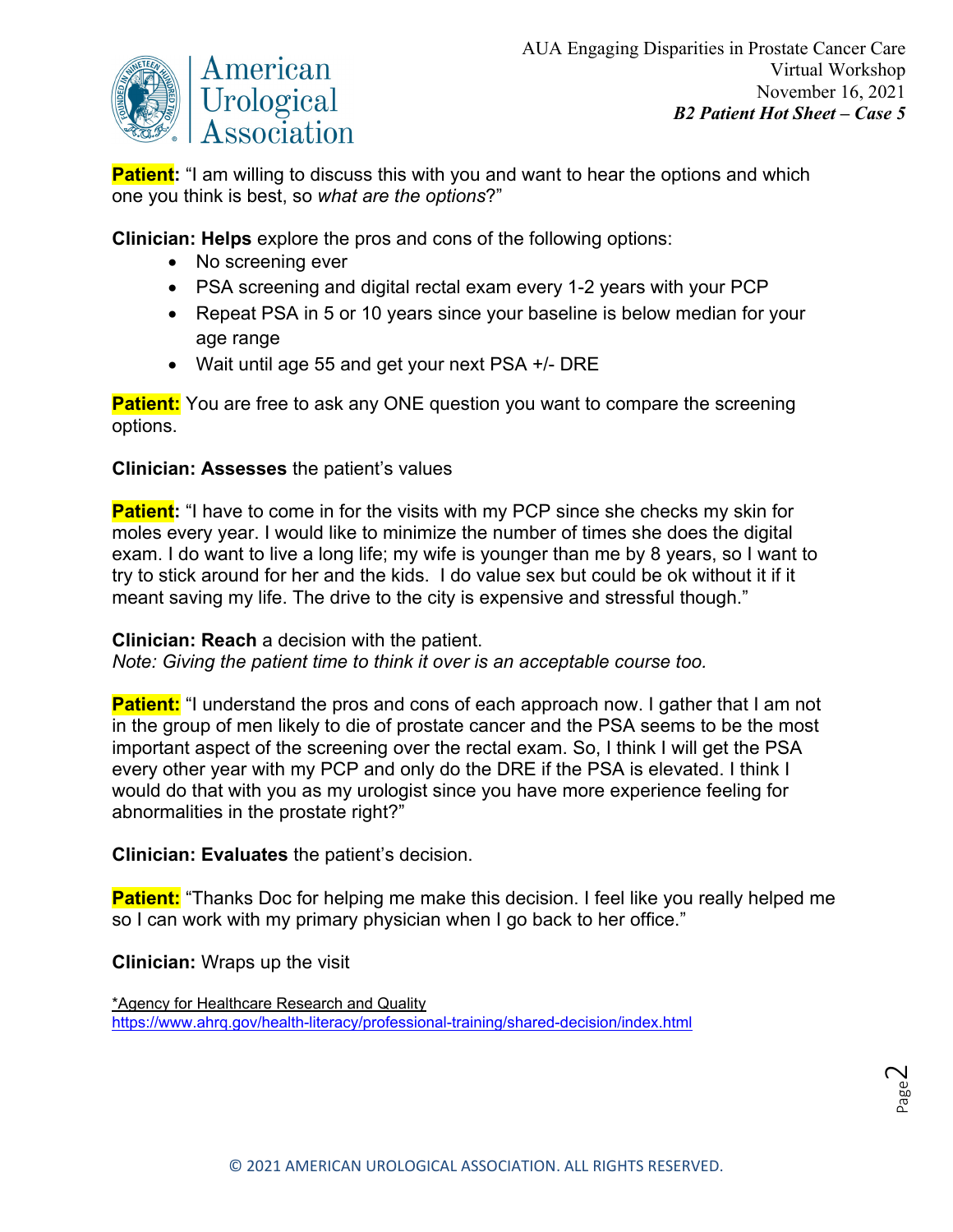**Patient:** "I am willing to discuss this with you and want to hear the options and which one you think is best, so *what are the options*?"

**Clinician: Helps** explore the pros and cons of the following options:

- No screening ever
- PSA screening and digital rectal exam every 1-2 years with your PCP
- Repeat PSA in 5 or 10 years since your baseline is below median for your age range
- Wait until age 55 and get your next PSA +/- DRE

**Patient:** You are free to ask any ONE question you want to compare the screening options.

**Clinician: Assesses** the patient's values

**Patient:** "I have to come in for the visits with my PCP since she checks my skin for moles every year. I would like to minimize the number of times she does the digital exam. I do want to live a long life; my wife is younger than me by 8 years, so I want to try to stick around for her and the kids. I do value sex but could be ok without it if it meant saving my life. The drive to the city is expensive and stressful though."

**Clinician: Reach** a decision with the patient.
*Note: Giving the patient time to think it over is an acceptable course too.*

**Patient:** "I understand the pros and cons of each approach now. I gather that I am not in the group of men likely to die of prostate cancer and the PSA seems to be the most important aspect of the screening over the rectal exam. So, I think I will get the PSA every other year with my PCP and only do the DRE if the PSA is elevated. I think I would do that with you as my urologist since you have more experience feeling for abnormalities in the prostate right?"

**Clinician: Evaluates** the patient's decision.

**Patient:** "Thanks Doc for helping me make this decision. I feel like you really helped me so I can work with my primary physician when I go back to her office."

**Clinician:** Wraps up the visit

*Agency for Healthcare Research and Quality
https://www.ahrq.gov/health-literacy/professional-training/shared-decision/index.html